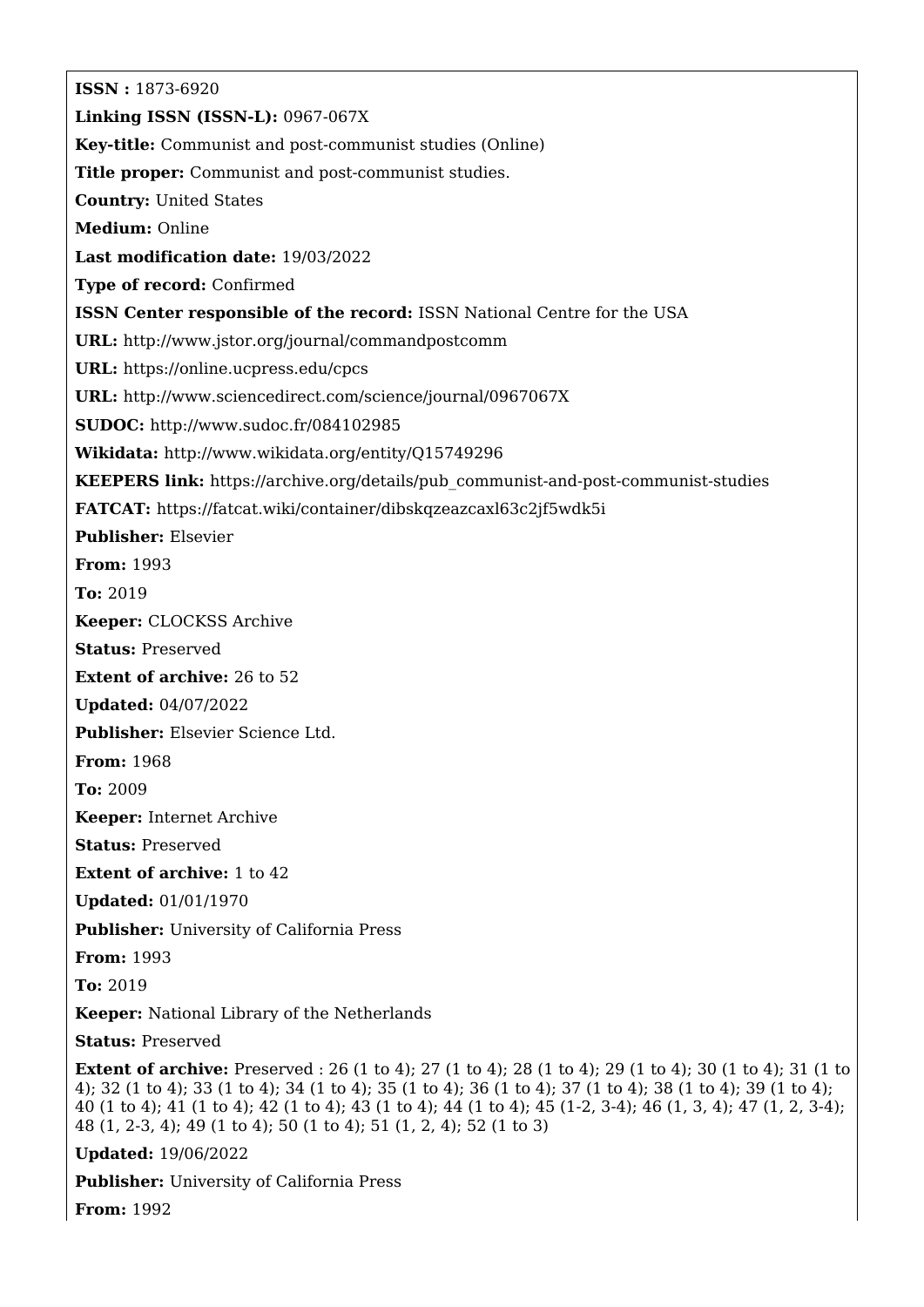**ISSN :** 1873-6920

**Linking ISSN (ISSN-L):** 0967-067X

**Key-title:** Communist and post-communist studies (Online)

**Title proper:** Communist and post-communist studies.

**Country:** United States

**Medium:** Online

**Last modification date:** 19/03/2022

**Type of record:** Confirmed

**ISSN Center responsible of the record:** ISSN National Centre for the USA

**URL:** http://www.jstor.org/journal/commandpostcomm

**URL:** https://online.ucpress.edu/cpcs

**URL:** http://www.sciencedirect.com/science/journal/0967067X

**SUDOC:** http://www.sudoc.fr/084102985

**Wikidata:** http://www.wikidata.org/entity/Q15749296

**KEEPERS link:** https://archive.org/details/pub_communist-and-post-communist-studies

**FATCAT:** https://fatcat.wiki/container/dibskqzeazcaxl63c2jf5wdk5i

**Publisher:** Elsevier

**From:** 1993

**To:** 2019

**Keeper:** CLOCKSS Archive

**Status:** Preserved

**Extent of archive:** 26 to 52

**Updated:** 04/07/2022

**Publisher:** Elsevier Science Ltd.

**From:** 1968

**To:** 2009

**Keeper:** Internet Archive

**Status:** Preserved

**Extent of archive:** 1 to 42

**Updated:** 01/01/1970

**Publisher:** University of California Press

**From:** 1993

**To:** 2019

**Keeper:** National Library of the Netherlands

**Status:** Preserved

**Extent of archive:** Preserved : 26 (1 to 4); 27 (1 to 4); 28 (1 to 4); 29 (1 to 4); 30 (1 to 4); 31 (1 to 4); 32 (1 to 4); 33 (1 to 4); 34 (1 to 4); 35 (1 to 4); 36 (1 to 4); 37 (1 to 4); 38 (1 to 4); 39 (1 to 4); 40 (1 to 4); 41 (1 to 4); 42 (1 to 4); 43 (1 to 4); 44 (1 to 4); 45 (1-2, 3-4); 46 (1, 3, 4); 47 (1, 2, 3-4); 48 (1, 2-3, 4); 49 (1 to 4); 50 (1 to 4); 51 (1, 2, 4); 52 (1 to 3)

**Updated:** 19/06/2022

**Publisher:** University of California Press

**From:** 1992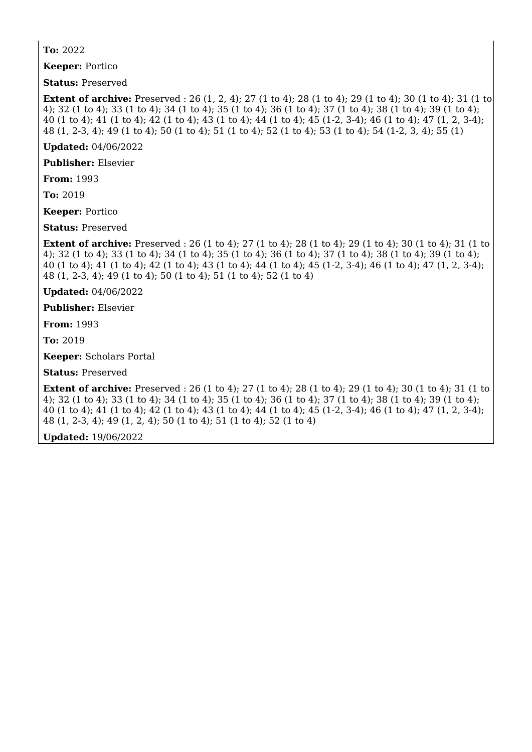**To:** 2022

**Keeper:** Portico

**Status:** Preserved

**Extent of archive:** Preserved : 26 (1, 2, 4); 27 (1 to 4); 28 (1 to 4); 29 (1 to 4); 30 (1 to 4); 31 (1 to 4); 32 (1 to 4); 33 (1 to 4); 34 (1 to 4); 35 (1 to 4); 36 (1 to 4); 37 (1 to 4); 38 (1 to 4); 39 (1 to 4); 40 (1 to 4); 41 (1 to 4); 42 (1 to 4); 43 (1 to 4); 44 (1 to 4); 45 (1-2, 3-4); 46 (1 to 4); 47 (1, 2, 3-4); 48 (1, 2-3, 4); 49 (1 to 4); 50 (1 to 4); 51 (1 to 4); 52 (1 to 4); 53 (1 to 4); 54 (1-2, 3, 4); 55 (1)

**Updated:** 04/06/2022

**Publisher:** Elsevier

**From:** 1993

**To:** 2019

**Keeper:** Portico

**Status:** Preserved

**Extent of archive:** Preserved : 26 (1 to 4); 27 (1 to 4); 28 (1 to 4); 29 (1 to 4); 30 (1 to 4); 31 (1 to 4); 32 (1 to 4); 33 (1 to 4); 34 (1 to 4); 35 (1 to 4); 36 (1 to 4); 37 (1 to 4); 38 (1 to 4); 39 (1 to 4); 40 (1 to 4); 41 (1 to 4); 42 (1 to 4); 43 (1 to 4); 44 (1 to 4); 45 (1-2, 3-4); 46 (1 to 4); 47 (1, 2, 3-4); 48 (1, 2-3, 4); 49 (1 to 4); 50 (1 to 4); 51 (1 to 4); 52 (1 to 4)

**Updated:** 04/06/2022

**Publisher:** Elsevier

**From:** 1993

**To:** 2019

**Keeper:** Scholars Portal

**Status:** Preserved

**Extent of archive:** Preserved : 26 (1 to 4); 27 (1 to 4); 28 (1 to 4); 29 (1 to 4); 30 (1 to 4); 31 (1 to 4); 32 (1 to 4); 33 (1 to 4); 34 (1 to 4); 35 (1 to 4); 36 (1 to 4); 37 (1 to 4); 38 (1 to 4); 39 (1 to 4); 40 (1 to 4); 41 (1 to 4); 42 (1 to 4); 43 (1 to 4); 44 (1 to 4); 45 (1-2, 3-4); 46 (1 to 4); 47 (1, 2, 3-4); 48 (1, 2-3, 4); 49 (1, 2, 4); 50 (1 to 4); 51 (1 to 4); 52 (1 to 4)

**Updated:** 19/06/2022